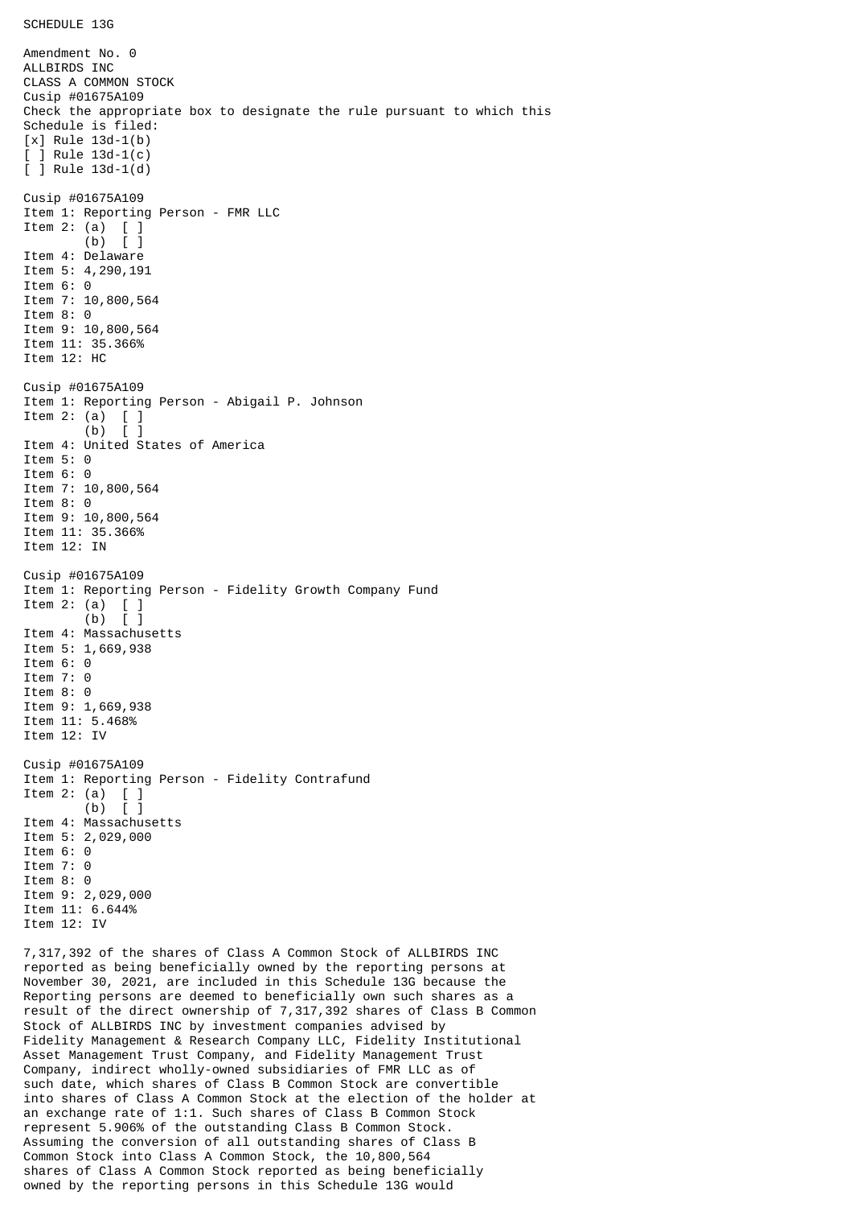SCHEDULE 13G

Amendment No. 0
ALLBIRDS INC
CLASS A COMMON STOCK
Cusip #01675A109
Check the appropriate box to designate the rule pursuant to which this Schedule is filed:
[x] Rule 13d-1(b)
[ ] Rule 13d-1(c)
[ ] Rule 13d-1(d)

Cusip #01675A109
Item 1: Reporting Person - FMR LLC
Item 2: (a) [ ]
(b) [ ]
Item 4: Delaware
Item 5: 4,290,191
Item 6: 0
Item 7: 10,800,564
Item 8: 0
Item 9: 10,800,564
Item 11: 35.366%
Item 12: HC

Cusip #01675A109
Item 1: Reporting Person - Abigail P. Johnson
Item 2: (a) [ ]
(b) [ ]
Item 4: United States of America
Item 5: 0
Item 6: 0
Item 7: 10,800,564
Item 8: 0
Item 9: 10,800,564
Item 11: 35.366%
Item 12: IN

Cusip #01675A109
Item 1: Reporting Person - Fidelity Growth Company Fund
Item 2: (a) [ ]
(b) [ ]
Item 4: Massachusetts
Item 5: 1,669,938
Item 6: 0
Item 7: 0
Item 8: 0
Item 9: 1,669,938
Item 11: 5.468%
Item 12: IV

Cusip #01675A109
Item 1: Reporting Person - Fidelity Contrafund
Item 2: (a) [ ]
(b) [ ]
Item 4: Massachusetts
Item 5: 2,029,000
Item 6: 0
Item 7: 0
Item 8: 0
Item 9: 2,029,000
Item 11: 6.644%
Item 12: IV

7,317,392 of the shares of Class A Common Stock of ALLBIRDS INC reported as being beneficially owned by the reporting persons at November 30, 2021, are included in this Schedule 13G because the Reporting persons are deemed to beneficially own such shares as a result of the direct ownership of 7,317,392 shares of Class B Common Stock of ALLBIRDS INC by investment companies advised by Fidelity Management & Research Company LLC, Fidelity Institutional Asset Management Trust Company, and Fidelity Management Trust Company, indirect wholly-owned subsidiaries of FMR LLC as of such date, which shares of Class B Common Stock are convertible into shares of Class A Common Stock at the election of the holder at an exchange rate of 1:1. Such shares of Class B Common Stock represent 5.906% of the outstanding Class B Common Stock. Assuming the conversion of all outstanding shares of Class B Common Stock into Class A Common Stock, the 10,800,564 shares of Class A Common Stock reported as being beneficially owned by the reporting persons in this Schedule 13G would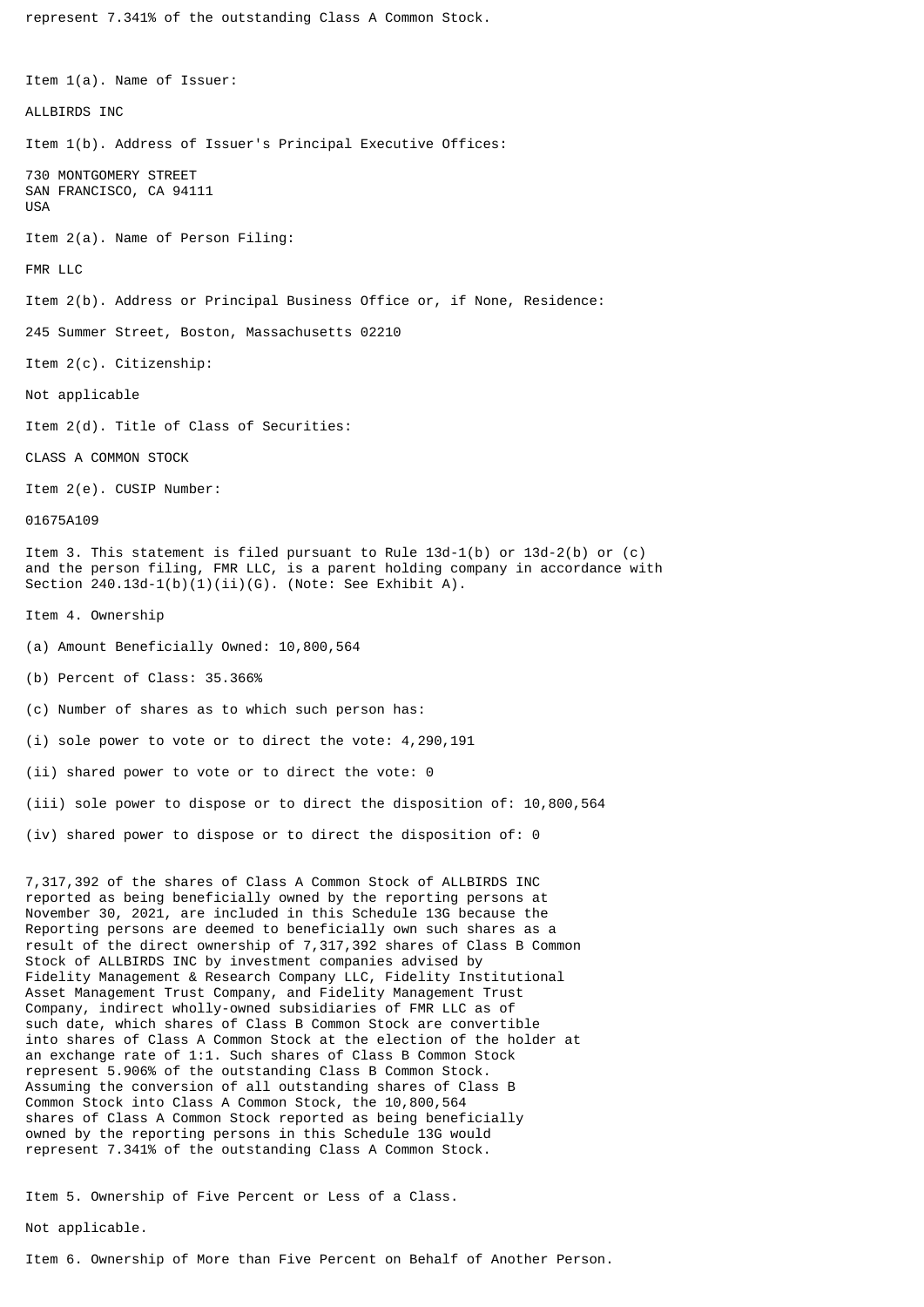represent 7.341% of the outstanding Class A Common Stock.

Item 1(a). Name of Issuer:

ALLBIRDS INC

Item 1(b). Address of Issuer's Principal Executive Offices:

730 MONTGOMERY STREET
SAN FRANCISCO, CA 94111
USA

Item 2(a). Name of Person Filing:

FMR LLC

Item 2(b). Address or Principal Business Office or, if None, Residence:

245 Summer Street, Boston, Massachusetts 02210

Item 2(c). Citizenship:

Not applicable

Item 2(d). Title of Class of Securities:

CLASS A COMMON STOCK

Item 2(e). CUSIP Number:

01675A109

Item 3. This statement is filed pursuant to Rule 13d-1(b) or 13d-2(b) or (c) and the person filing, FMR LLC, is a parent holding company in accordance with Section 240.13d-1(b)(1)(ii)(G). (Note: See Exhibit A).

Item 4. Ownership

(a) Amount Beneficially Owned: 10,800,564

(b) Percent of Class: 35.366%

(c) Number of shares as to which such person has:

(i) sole power to vote or to direct the vote: 4,290,191

(ii) shared power to vote or to direct the vote: 0

(iii) sole power to dispose or to direct the disposition of: 10,800,564

(iv) shared power to dispose or to direct the disposition of: 0

7,317,392 of the shares of Class A Common Stock of ALLBIRDS INC reported as being beneficially owned by the reporting persons at November 30, 2021, are included in this Schedule 13G because the Reporting persons are deemed to beneficially own such shares as a result of the direct ownership of 7,317,392 shares of Class B Common Stock of ALLBIRDS INC by investment companies advised by Fidelity Management & Research Company LLC, Fidelity Institutional Asset Management Trust Company, and Fidelity Management Trust Company, indirect wholly-owned subsidiaries of FMR LLC as of such date, which shares of Class B Common Stock are convertible into shares of Class A Common Stock at the election of the holder at an exchange rate of 1:1. Such shares of Class B Common Stock represent 5.906% of the outstanding Class B Common Stock. Assuming the conversion of all outstanding shares of Class B Common Stock into Class A Common Stock, the 10,800,564 shares of Class A Common Stock reported as being beneficially owned by the reporting persons in this Schedule 13G would represent 7.341% of the outstanding Class A Common Stock.

Item 5. Ownership of Five Percent or Less of a Class.

Not applicable.

Item 6. Ownership of More than Five Percent on Behalf of Another Person.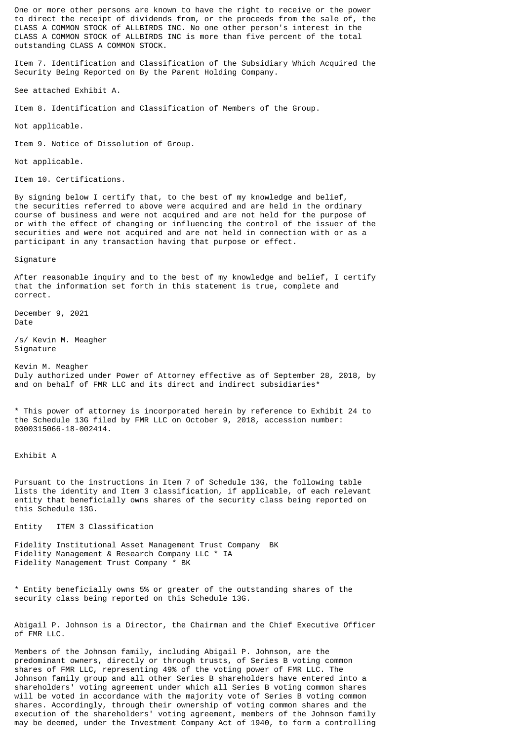One or more other persons are known to have the right to receive or the power to direct the receipt of dividends from, or the proceeds from the sale of, the CLASS A COMMON STOCK of ALLBIRDS INC. No one other person's interest in the CLASS A COMMON STOCK of ALLBIRDS INC is more than five percent of the total outstanding CLASS A COMMON STOCK.

Item 7. Identification and Classification of the Subsidiary Which Acquired the Security Being Reported on By the Parent Holding Company.

See attached Exhibit A.

Item 8. Identification and Classification of Members of the Group.

Not applicable.

Item 9. Notice of Dissolution of Group.

Not applicable.

Item 10. Certifications.

By signing below I certify that, to the best of my knowledge and belief, the securities referred to above were acquired and are held in the ordinary course of business and were not acquired and are not held for the purpose of or with the effect of changing or influencing the control of the issuer of the securities and were not acquired and are not held in connection with or as a participant in any transaction having that purpose or effect.

Signature

After reasonable inquiry and to the best of my knowledge and belief, I certify that the information set forth in this statement is true, complete and correct.

December 9, 2021
Date

/s/ Kevin M. Meagher
Signature

Kevin M. Meagher
Duly authorized under Power of Attorney effective as of September 28, 2018, by and on behalf of FMR LLC and its direct and indirect subsidiaries*

* This power of attorney is incorporated herein by reference to Exhibit 24 to the Schedule 13G filed by FMR LLC on October 9, 2018, accession number: 0000315066-18-002414.

Exhibit A

Pursuant to the instructions in Item 7 of Schedule 13G, the following table lists the identity and Item 3 classification, if applicable, of each relevant entity that beneficially owns shares of the security class being reported on this Schedule 13G.

| Entity | ITEM 3 Classification |
|---|---|
| Fidelity Institutional Asset Management Trust Company | BK |
| Fidelity Management & Research Company LLC * | IA |
| Fidelity Management Trust Company * | BK |

* Entity beneficially owns 5% or greater of the outstanding shares of the security class being reported on this Schedule 13G.

Abigail P. Johnson is a Director, the Chairman and the Chief Executive Officer of FMR LLC.

Members of the Johnson family, including Abigail P. Johnson, are the predominant owners, directly or through trusts, of Series B voting common shares of FMR LLC, representing 49% of the voting power of FMR LLC. The Johnson family group and all other Series B shareholders have entered into a shareholders' voting agreement under which all Series B voting common shares will be voted in accordance with the majority vote of Series B voting common shares. Accordingly, through their ownership of voting common shares and the execution of the shareholders' voting agreement, members of the Johnson family may be deemed, under the Investment Company Act of 1940, to form a controlling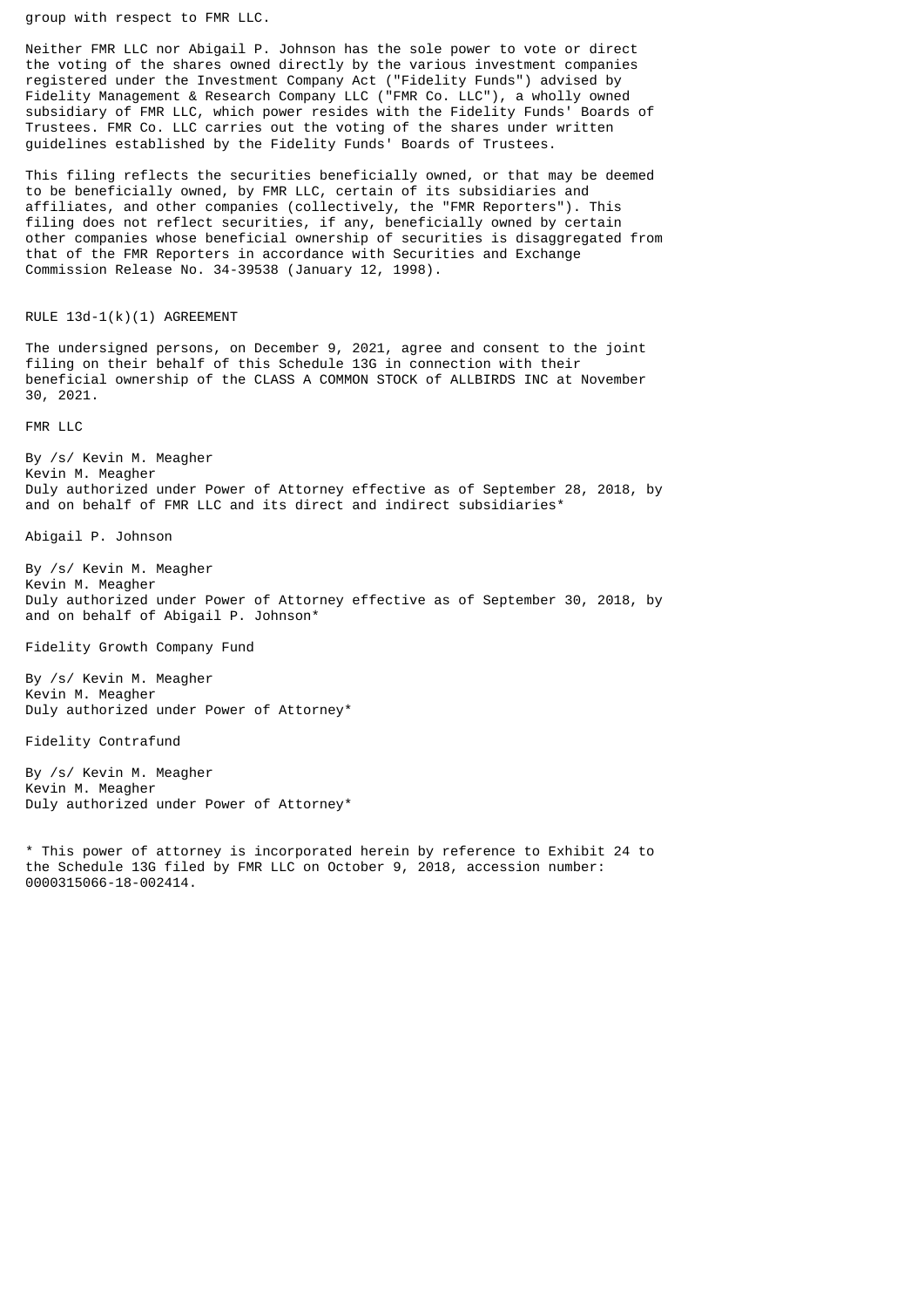group with respect to FMR LLC.

Neither FMR LLC nor Abigail P. Johnson has the sole power to vote or direct the voting of the shares owned directly by the various investment companies registered under the Investment Company Act ("Fidelity Funds") advised by Fidelity Management & Research Company LLC ("FMR Co. LLC"), a wholly owned subsidiary of FMR LLC, which power resides with the Fidelity Funds' Boards of Trustees. FMR Co. LLC carries out the voting of the shares under written guidelines established by the Fidelity Funds' Boards of Trustees.

This filing reflects the securities beneficially owned, or that may be deemed to be beneficially owned, by FMR LLC, certain of its subsidiaries and affiliates, and other companies (collectively, the "FMR Reporters"). This filing does not reflect securities, if any, beneficially owned by certain other companies whose beneficial ownership of securities is disaggregated from that of the FMR Reporters in accordance with Securities and Exchange Commission Release No. 34-39538 (January 12, 1998).

RULE 13d-1(k)(1) AGREEMENT

The undersigned persons, on December 9, 2021, agree and consent to the joint filing on their behalf of this Schedule 13G in connection with their beneficial ownership of the CLASS A COMMON STOCK of ALLBIRDS INC at November 30, 2021.

FMR LLC

By /s/ Kevin M. Meagher
Kevin M. Meagher
Duly authorized under Power of Attorney effective as of September 28, 2018, by and on behalf of FMR LLC and its direct and indirect subsidiaries*

Abigail P. Johnson

By /s/ Kevin M. Meagher
Kevin M. Meagher
Duly authorized under Power of Attorney effective as of September 30, 2018, by and on behalf of Abigail P. Johnson*

Fidelity Growth Company Fund

By /s/ Kevin M. Meagher
Kevin M. Meagher
Duly authorized under Power of Attorney*

Fidelity Contrafund

By /s/ Kevin M. Meagher
Kevin M. Meagher
Duly authorized under Power of Attorney*

* This power of attorney is incorporated herein by reference to Exhibit 24 to the Schedule 13G filed by FMR LLC on October 9, 2018, accession number: 0000315066-18-002414.